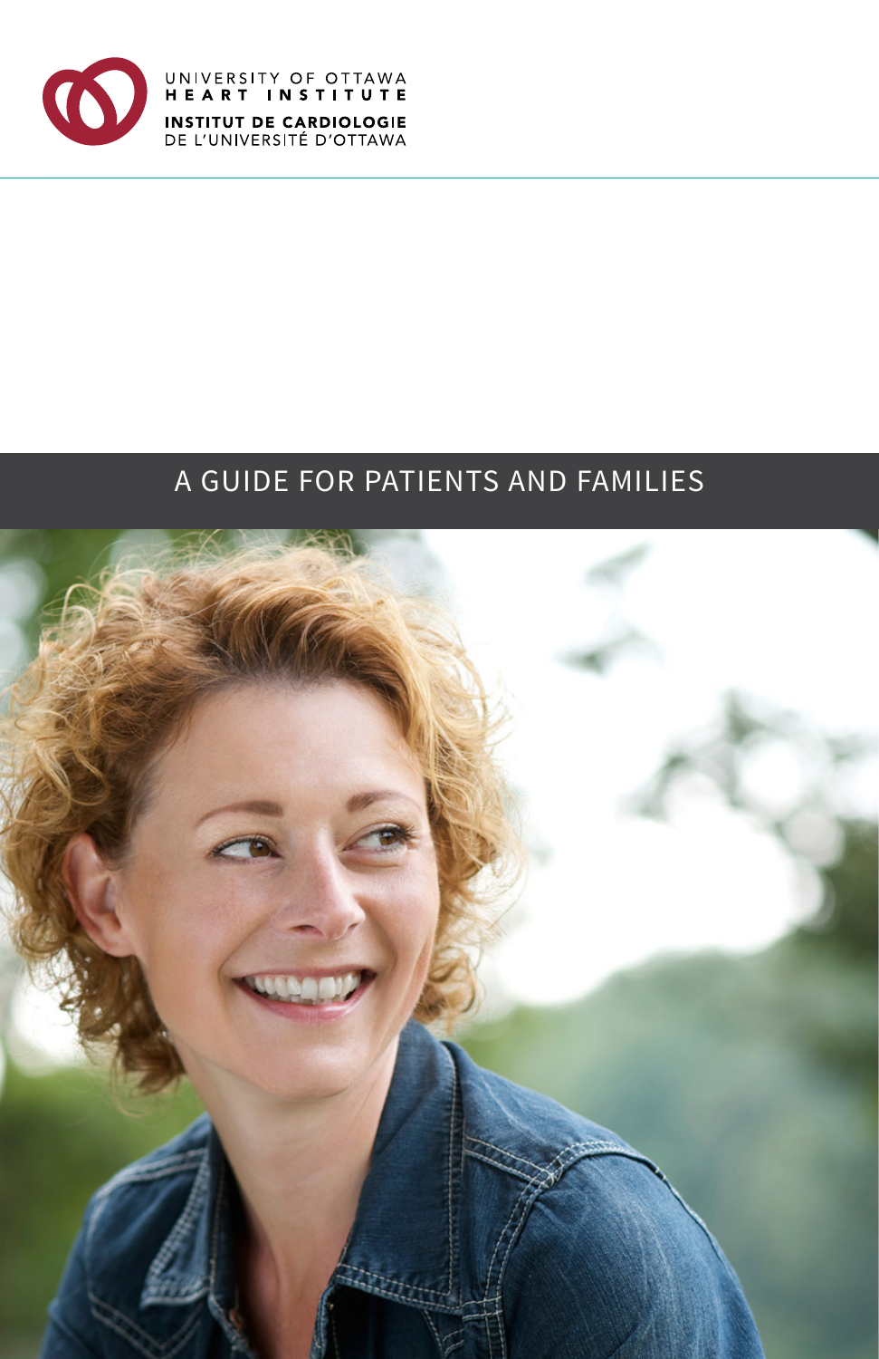UNIVERSITY OF OTTAWA HEART INSTITUTE

INSTITUT DE CARDIOLOGIE DE L'UNIVERSITÉ D'OTTAWA

# A GUIDE FOR PATIENTS AND FAMILIES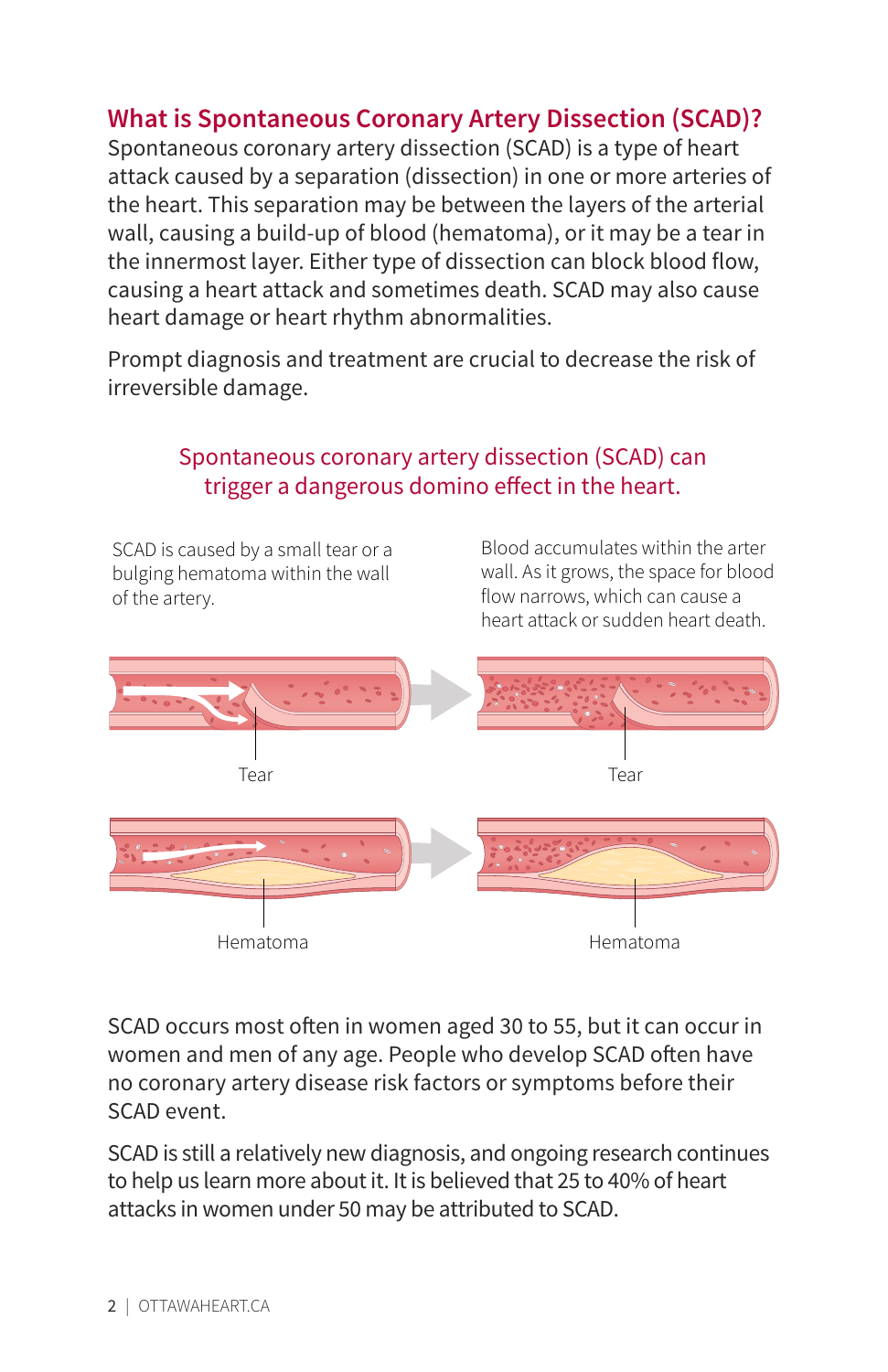## What is Spontaneous Coronary Artery Dissection (SCAD)?

Spontaneous coronary artery dissection (SCAD) is a type of heart attack caused by a separation (dissection) in one or more arteries of the heart. This separation may be between the layers of the arterial wall, causing a build-up of blood (hematoma), or it may be a tear in the innermost layer. Either type of dissection can block blood flow, causing a heart attack and sometimes death. SCAD may also cause heart damage or heart rhythm abnormalities.

Prompt diagnosis and treatment are crucial to decrease the risk of irreversible damage.

### Spontaneous coronary artery dissection (SCAD) can trigger a dangerous domino effect in the heart.

SCAD is caused by a small tear or a bulging hematoma within the wall of the artery.

Blood accumulates within the arter wall. As it grows, the space for blood flow narrows, which can cause a heart attack or sudden heart death.

Tear

Tear

Hematoma

Hematoma

SCAD occurs most often in women aged 30 to 55, but it can occur in women and men of any age. People who develop SCAD often have no coronary artery disease risk factors or symptoms before their SCAD event.

SCAD is still a relatively new diagnosis, and ongoing research continues to help us learn more about it. It is believed that 25 to 40% of heart attacks in women under 50 may be attributed to SCAD.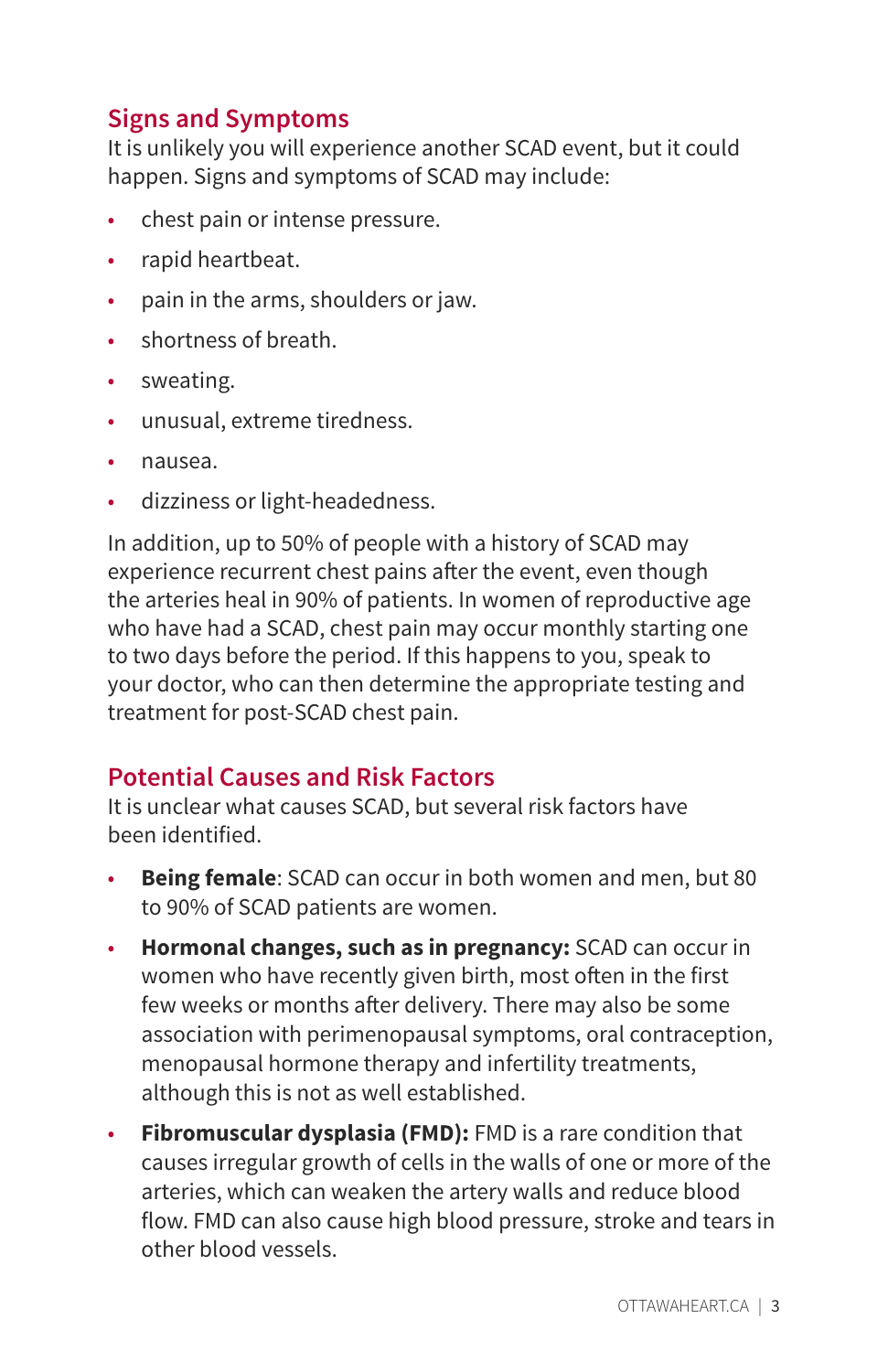## Signs and Symptoms

It is unlikely you will experience another SCAD event, but it could happen. Signs and symptoms of SCAD may include:

- chest pain or intense pressure.
- rapid heartbeat.
- pain in the arms, shoulders or jaw.
- shortness of breath.
- sweating.
- unusual, extreme tiredness.
- nausea.
- dizziness or light-headedness.

In addition, up to 50% of people with a history of SCAD may experience recurrent chest pains after the event, even though the arteries heal in 90% of patients. In women of reproductive age who have had a SCAD, chest pain may occur monthly starting one to two days before the period. If this happens to you, speak to your doctor, who can then determine the appropriate testing and treatment for post-SCAD chest pain.

## Potential Causes and Risk Factors

It is unclear what causes SCAD, but several risk factors have been identified.

- **Being female**: SCAD can occur in both women and men, but 80 to 90% of SCAD patients are women.
- **Hormonal changes, such as in pregnancy:** SCAD can occur in women who have recently given birth, most often in the first few weeks or months after delivery. There may also be some association with perimenopausal symptoms, oral contraception, menopausal hormone therapy and infertility treatments, although this is not as well established.
- **Fibromuscular dysplasia (FMD):** FMD is a rare condition that causes irregular growth of cells in the walls of one or more of the arteries, which can weaken the artery walls and reduce blood flow. FMD can also cause high blood pressure, stroke and tears in other blood vessels.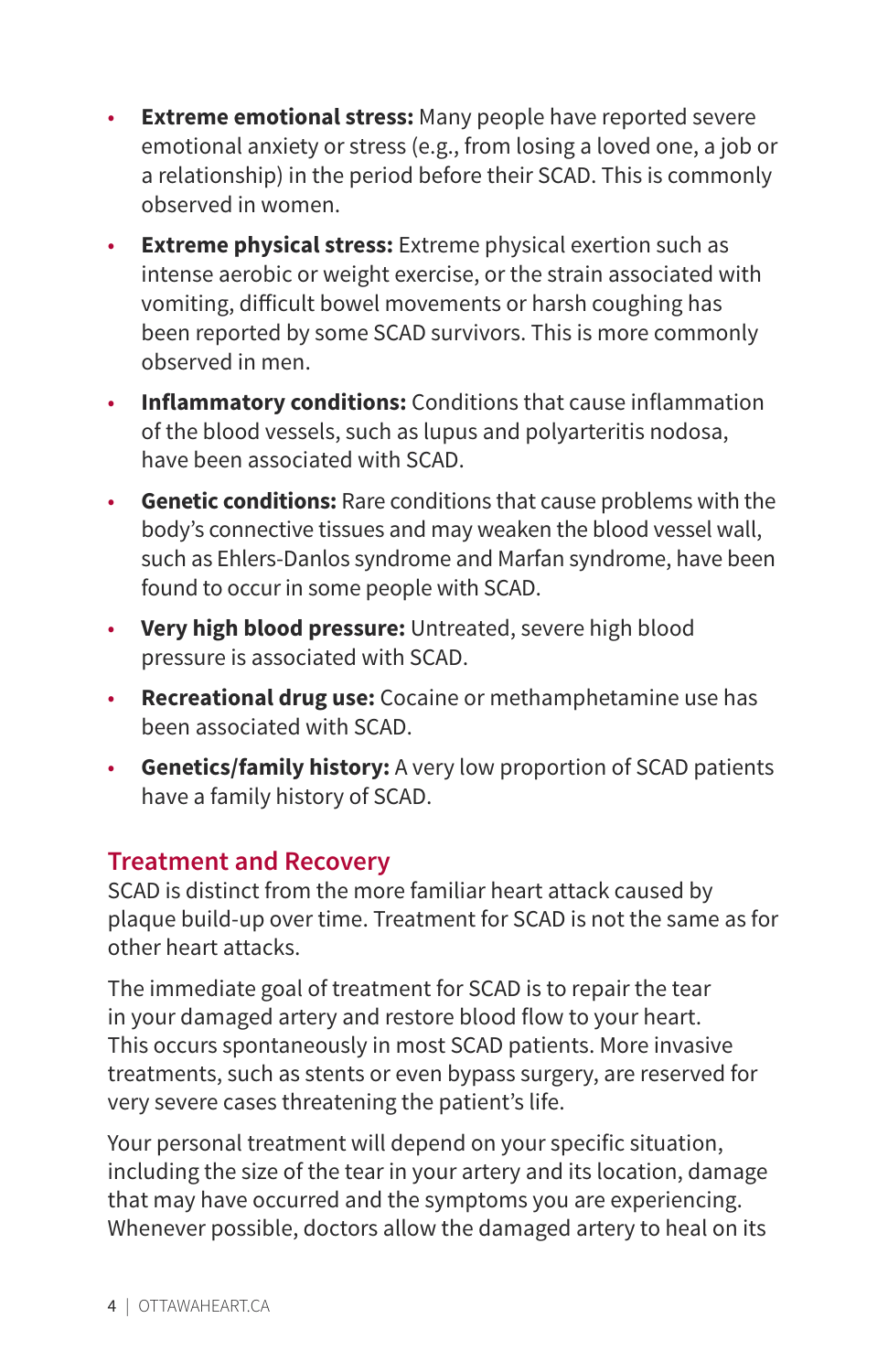- **Extreme emotional stress:** Many people have reported severe emotional anxiety or stress (e.g., from losing a loved one, a job or a relationship) in the period before their SCAD. This is commonly observed in women.
- **Extreme physical stress:** Extreme physical exertion such as intense aerobic or weight exercise, or the strain associated with vomiting, difficult bowel movements or harsh coughing has been reported by some SCAD survivors. This is more commonly observed in men.
- **Inflammatory conditions:** Conditions that cause inflammation of the blood vessels, such as lupus and polyarteritis nodosa, have been associated with SCAD.
- **Genetic conditions:** Rare conditions that cause problems with the body's connective tissues and may weaken the blood vessel wall, such as Ehlers-Danlos syndrome and Marfan syndrome, have been found to occur in some people with SCAD.
- **Very high blood pressure:** Untreated, severe high blood pressure is associated with SCAD.
- **Recreational drug use:** Cocaine or methamphetamine use has been associated with SCAD.
- **Genetics/family history:** A very low proportion of SCAD patients have a family history of SCAD.

## Treatment and Recovery

SCAD is distinct from the more familiar heart attack caused by plaque build-up over time. Treatment for SCAD is not the same as for other heart attacks.

The immediate goal of treatment for SCAD is to repair the tear in your damaged artery and restore blood flow to your heart. This occurs spontaneously in most SCAD patients. More invasive treatments, such as stents or even bypass surgery, are reserved for very severe cases threatening the patient's life.

Your personal treatment will depend on your specific situation, including the size of the tear in your artery and its location, damage that may have occurred and the symptoms you are experiencing. Whenever possible, doctors allow the damaged artery to heal on its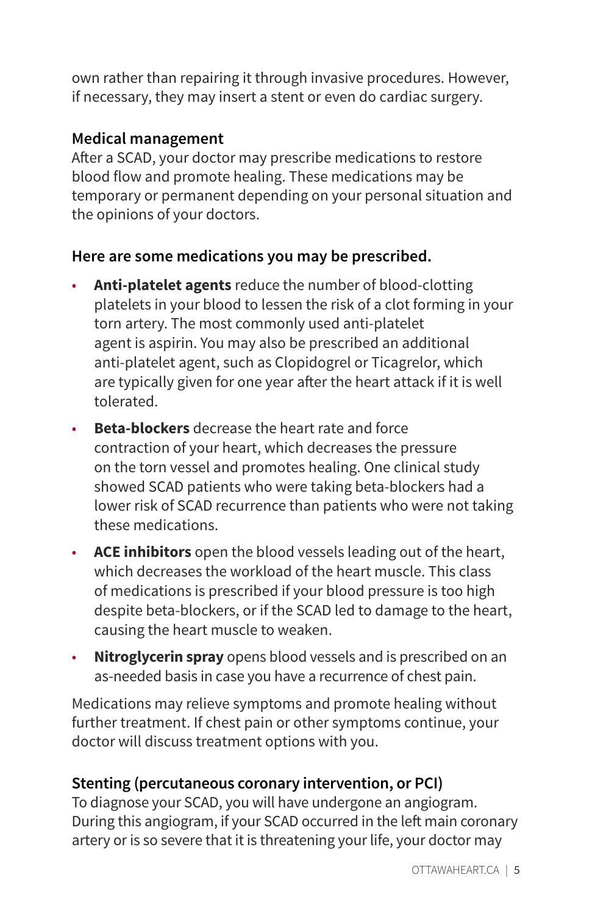own rather than repairing it through invasive procedures. However, if necessary, they may insert a stent or even do cardiac surgery.

### Medical management

After a SCAD, your doctor may prescribe medications to restore blood flow and promote healing. These medications may be temporary or permanent depending on your personal situation and the opinions of your doctors.

### Here are some medications you may be prescribed.

- **Anti-platelet agents** reduce the number of blood-clotting platelets in your blood to lessen the risk of a clot forming in your torn artery. The most commonly used anti-platelet agent is aspirin. You may also be prescribed an additional anti-platelet agent, such as Clopidogrel or Ticagrelor, which are typically given for one year after the heart attack if it is well tolerated.
- **Beta-blockers** decrease the heart rate and force contraction of your heart, which decreases the pressure on the torn vessel and promotes healing. One clinical study showed SCAD patients who were taking beta-blockers had a lower risk of SCAD recurrence than patients who were not taking these medications.
- **ACE inhibitors** open the blood vessels leading out of the heart, which decreases the workload of the heart muscle. This class of medications is prescribed if your blood pressure is too high despite beta-blockers, or if the SCAD led to damage to the heart, causing the heart muscle to weaken.
- **Nitroglycerin spray** opens blood vessels and is prescribed on an as-needed basis in case you have a recurrence of chest pain.

Medications may relieve symptoms and promote healing without further treatment. If chest pain or other symptoms continue, your doctor will discuss treatment options with you.

### Stenting (percutaneous coronary intervention, or PCI)

To diagnose your SCAD, you will have undergone an angiogram. During this angiogram, if your SCAD occurred in the left main coronary artery or is so severe that it is threatening your life, your doctor may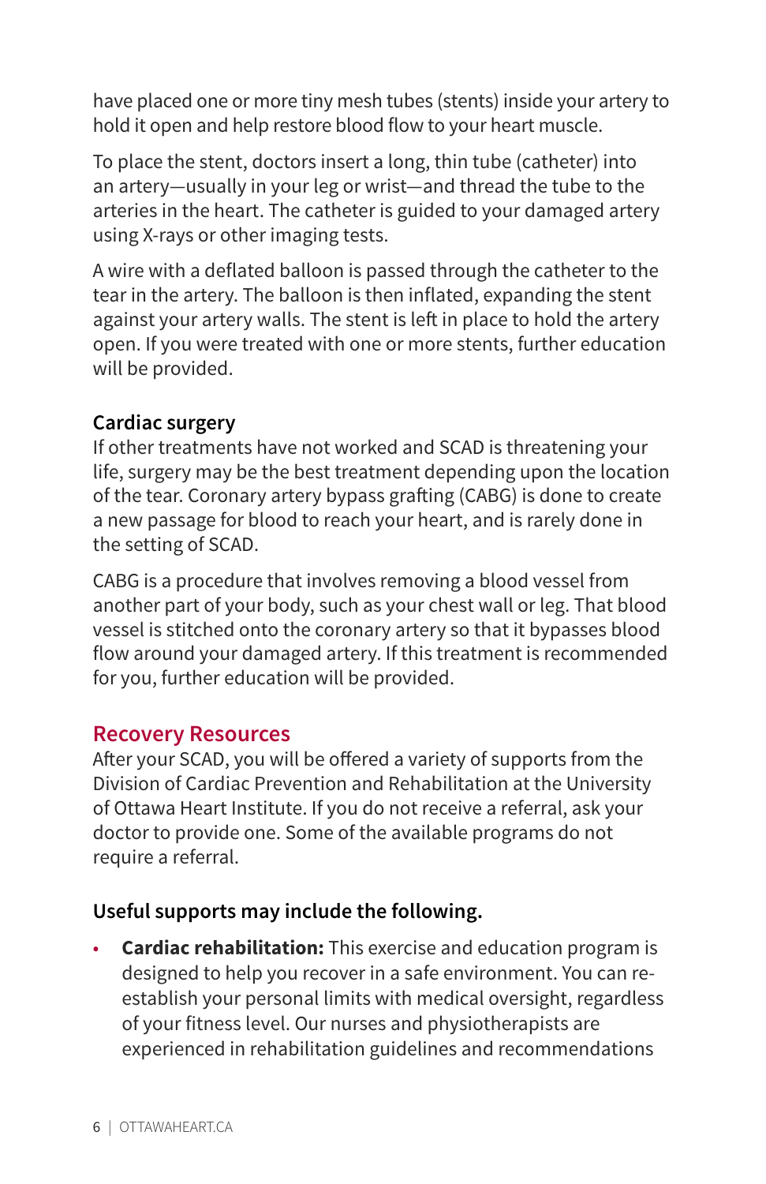have placed one or more tiny mesh tubes (stents) inside your artery to hold it open and help restore blood flow to your heart muscle.

To place the stent, doctors insert a long, thin tube (catheter) into an artery—usually in your leg or wrist—and thread the tube to the arteries in the heart. The catheter is guided to your damaged artery using X-rays or other imaging tests.

A wire with a deflated balloon is passed through the catheter to the tear in the artery. The balloon is then inflated, expanding the stent against your artery walls. The stent is left in place to hold the artery open. If you were treated with one or more stents, further education will be provided.

### Cardiac surgery

If other treatments have not worked and SCAD is threatening your life, surgery may be the best treatment depending upon the location of the tear. Coronary artery bypass grafting (CABG) is done to create a new passage for blood to reach your heart, and is rarely done in the setting of SCAD.

CABG is a procedure that involves removing a blood vessel from another part of your body, such as your chest wall or leg. That blood vessel is stitched onto the coronary artery so that it bypasses blood flow around your damaged artery. If this treatment is recommended for you, further education will be provided.

## Recovery Resources

After your SCAD, you will be offered a variety of supports from the Division of Cardiac Prevention and Rehabilitation at the University of Ottawa Heart Institute. If you do not receive a referral, ask your doctor to provide one. Some of the available programs do not require a referral.

### Useful supports may include the following.

- **Cardiac rehabilitation:** This exercise and education program is designed to help you recover in a safe environment. You can re-establish your personal limits with medical oversight, regardless of your fitness level. Our nurses and physiotherapists are experienced in rehabilitation guidelines and recommendations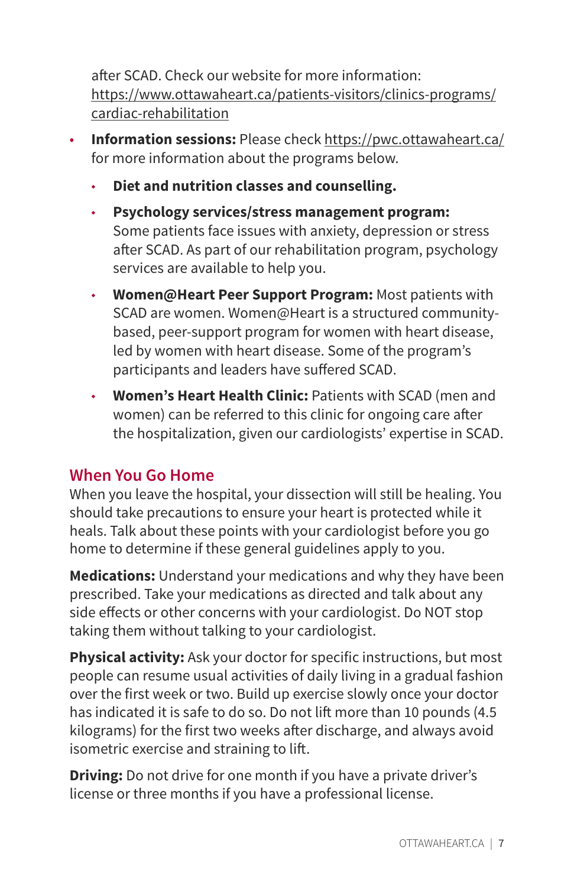after SCAD. Check our website for more information: https://www.ottawaheart.ca/patients-visitors/clinics-programs/cardiac-rehabilitation

- **Information sessions:** Please check https://pwc.ottawaheart.ca/ for more information about the programs below.
    - **Diet and nutrition classes and counselling.**
    - **Psychology services/stress management program:** Some patients face issues with anxiety, depression or stress after SCAD. As part of our rehabilitation program, psychology services are available to help you.
    - **Women@Heart Peer Support Program:** Most patients with SCAD are women. Women@Heart is a structured community-based, peer-support program for women with heart disease, led by women with heart disease. Some of the program's participants and leaders have suffered SCAD.
    - **Women's Heart Health Clinic:** Patients with SCAD (men and women) can be referred to this clinic for ongoing care after the hospitalization, given our cardiologists' expertise in SCAD.

## When You Go Home

When you leave the hospital, your dissection will still be healing. You should take precautions to ensure your heart is protected while it heals. Talk about these points with your cardiologist before you go home to determine if these general guidelines apply to you.

**Medications:** Understand your medications and why they have been prescribed. Take your medications as directed and talk about any side effects or other concerns with your cardiologist. Do NOT stop taking them without talking to your cardiologist.

**Physical activity:** Ask your doctor for specific instructions, but most people can resume usual activities of daily living in a gradual fashion over the first week or two. Build up exercise slowly once your doctor has indicated it is safe to do so. Do not lift more than 10 pounds (4.5 kilograms) for the first two weeks after discharge, and always avoid isometric exercise and straining to lift.

**Driving:** Do not drive for one month if you have a private driver's license or three months if you have a professional license.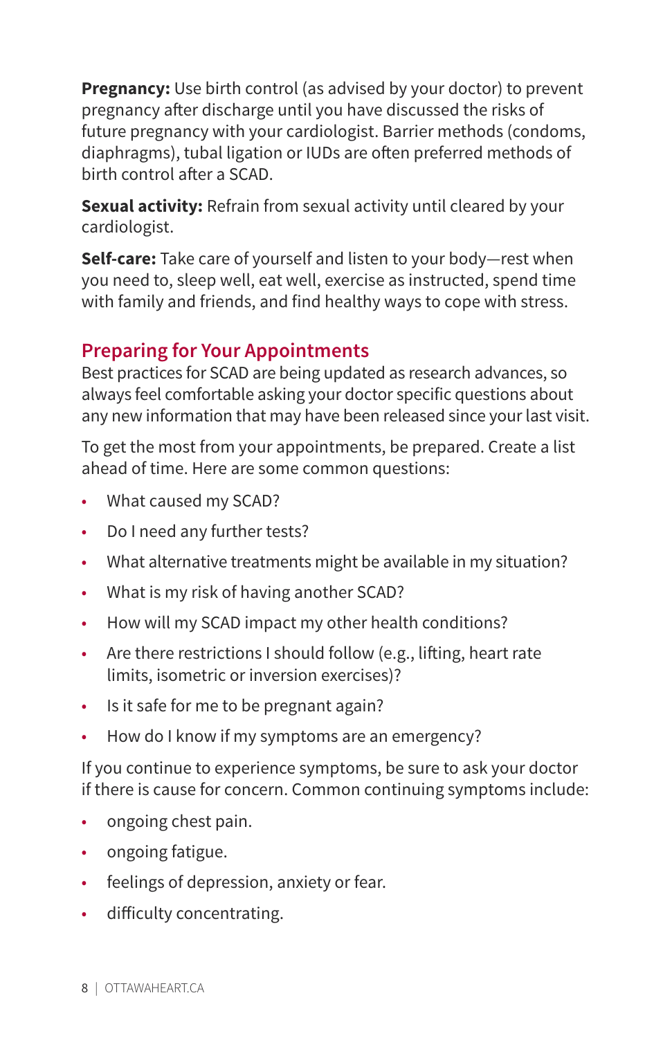**Pregnancy:** Use birth control (as advised by your doctor) to prevent pregnancy after discharge until you have discussed the risks of future pregnancy with your cardiologist. Barrier methods (condoms, diaphragms), tubal ligation or IUDs are often preferred methods of birth control after a SCAD.

**Sexual activity:** Refrain from sexual activity until cleared by your cardiologist.

**Self-care:** Take care of yourself and listen to your body—rest when you need to, sleep well, eat well, exercise as instructed, spend time with family and friends, and find healthy ways to cope with stress.

## Preparing for Your Appointments

Best practices for SCAD are being updated as research advances, so always feel comfortable asking your doctor specific questions about any new information that may have been released since your last visit.

To get the most from your appointments, be prepared. Create a list ahead of time. Here are some common questions:

- What caused my SCAD?
- Do I need any further tests?
- What alternative treatments might be available in my situation?
- What is my risk of having another SCAD?
- How will my SCAD impact my other health conditions?
- Are there restrictions I should follow (e.g., lifting, heart rate limits, isometric or inversion exercises)?
- Is it safe for me to be pregnant again?
- How do I know if my symptoms are an emergency?

If you continue to experience symptoms, be sure to ask your doctor if there is cause for concern. Common continuing symptoms include:

- ongoing chest pain.
- ongoing fatigue.
- feelings of depression, anxiety or fear.
- difficulty concentrating.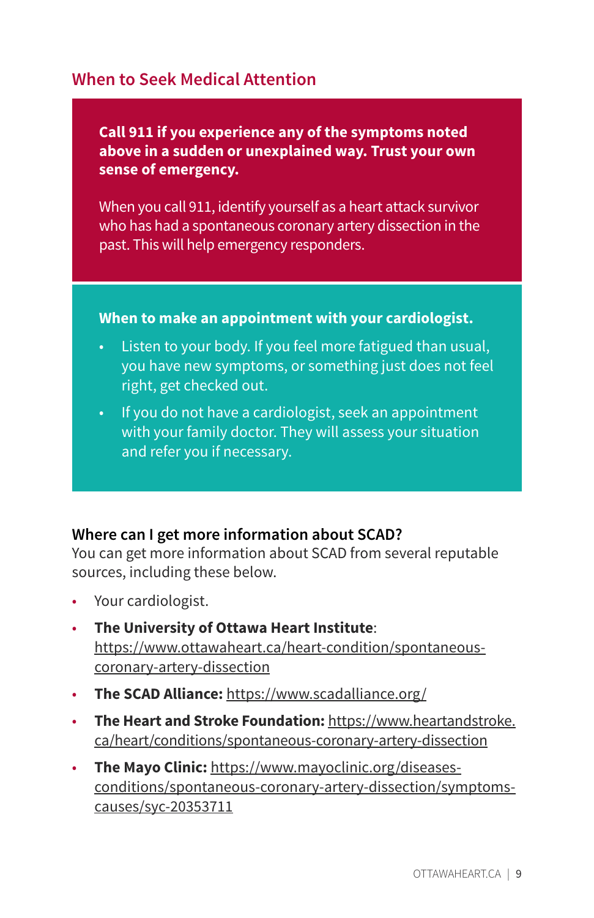## When to Seek Medical Attention

**Call 911 if you experience any of the symptoms noted above in a sudden or unexplained way. Trust your own sense of emergency.**

When you call 911, identify yourself as a heart attack survivor who has had a spontaneous coronary artery dissection in the past. This will help emergency responders.

**When to make an appointment with your cardiologist.**

- Listen to your body. If you feel more fatigued than usual, you have new symptoms, or something just does not feel right, get checked out.
- If you do not have a cardiologist, seek an appointment with your family doctor. They will assess your situation and refer you if necessary.

### Where can I get more information about SCAD?

You can get more information about SCAD from several reputable sources, including these below.

- Your cardiologist.
- **The University of Ottawa Heart Institute**: https://www.ottawaheart.ca/heart-condition/spontaneous-coronary-artery-dissection
- **The SCAD Alliance:** https://www.scadalliance.org/
- **The Heart and Stroke Foundation:** https://www.heartandstroke.ca/heart/conditions/spontaneous-coronary-artery-dissection
- **The Mayo Clinic:** https://www.mayoclinic.org/diseases-conditions/spontaneous-coronary-artery-dissection/symptoms-causes/syc-20353711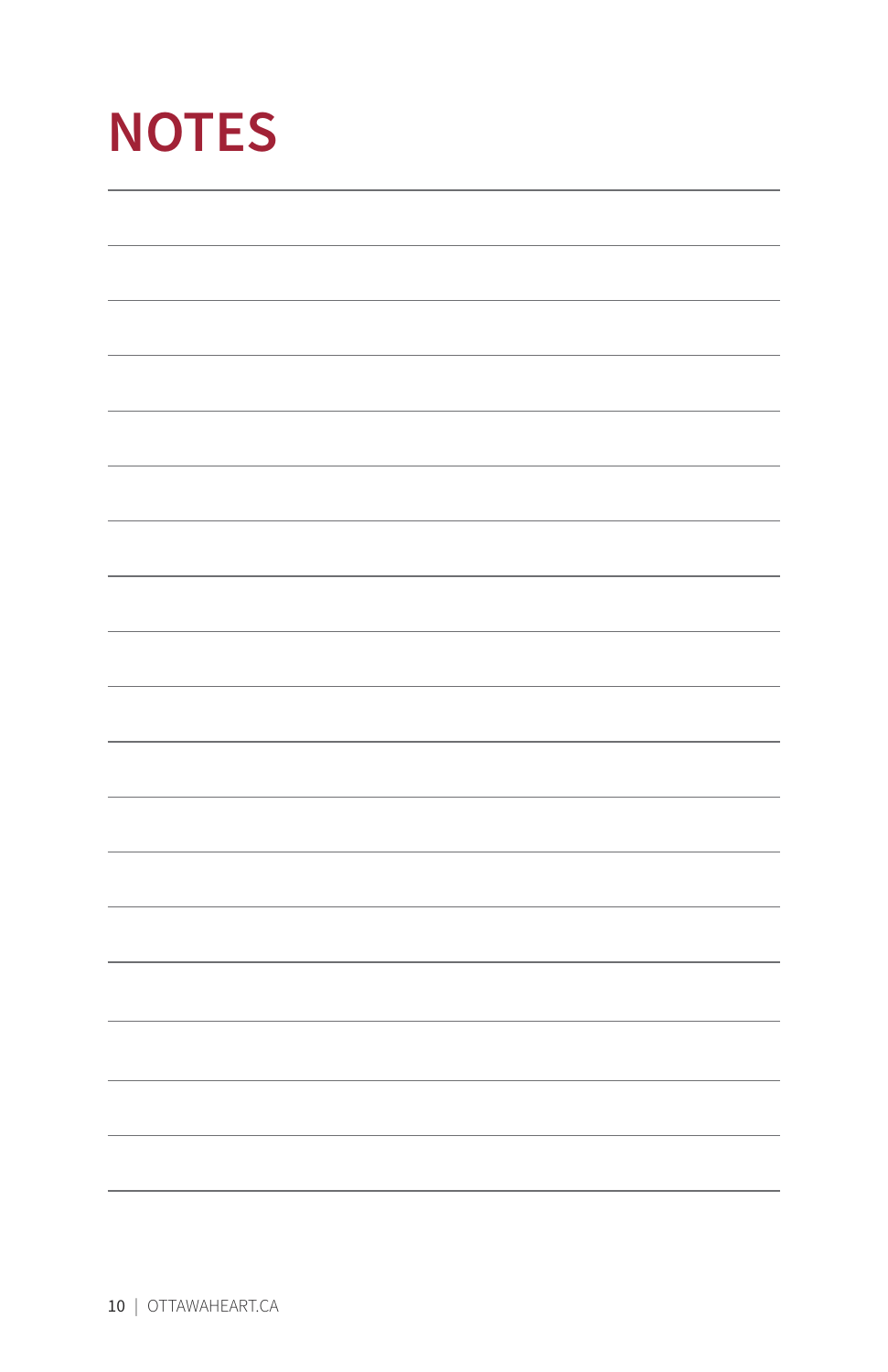# NOTES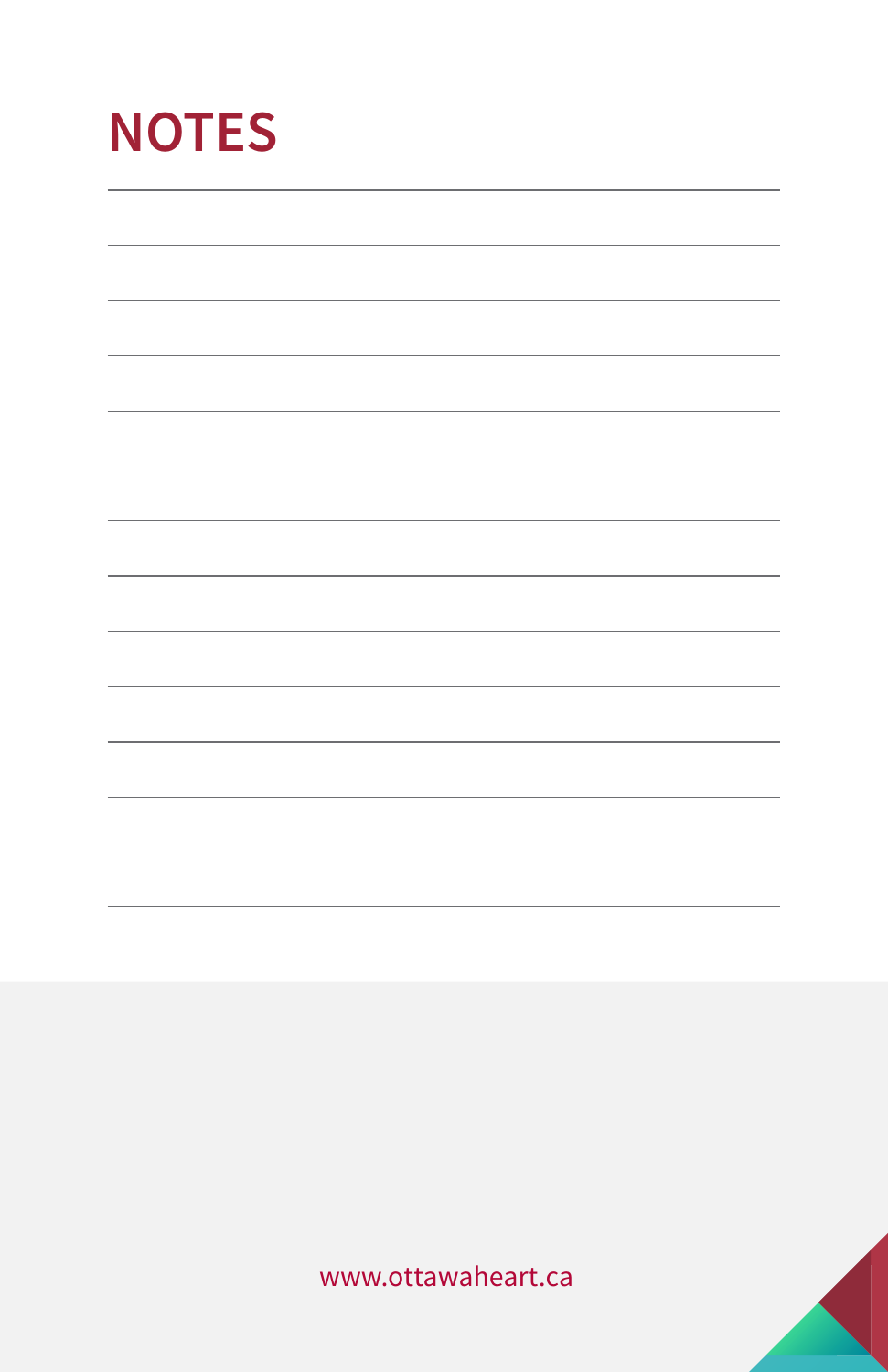# NOTES

www.ottawaheart.ca